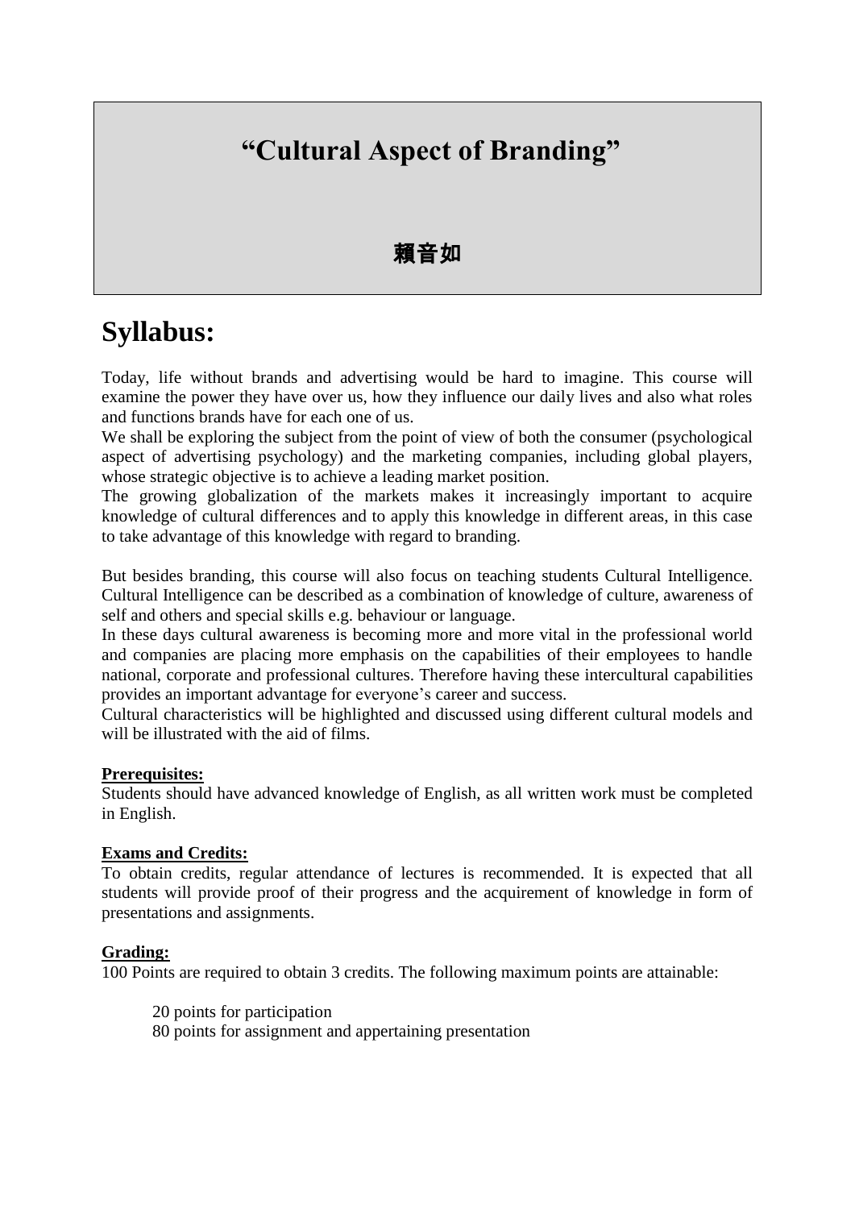# "Cultural Aspect of Branding"

**賴音如**

# Syllabus:

Today, life without brands and advertising would be hard to imagine. This course will examine the power they have over us, how they influence our daily lives and also what roles and functions brands have for each one of us.

We shall be exploring the subject from the point of view of both the consumer (psychological aspect of advertising psychology) and the marketing companies, including global players, whose strategic objective is to achieve a leading market position.

The growing globalization of the markets makes it increasingly important to acquire knowledge of cultural differences and to apply this knowledge in different areas, in this case to take advantage of this knowledge with regard to branding.

But besides branding, this course will also focus on teaching students Cultural Intelligence. Cultural Intelligence can be described as a combination of knowledge of culture, awareness of self and others and special skills e.g. behaviour or language.

In these days cultural awareness is becoming more and more vital in the professional world and companies are placing more emphasis on the capabilities of their employees to handle national, corporate and professional cultures. Therefore having these intercultural capabilities provides an important advantage for everyone's career and success.

Cultural characteristics will be highlighted and discussed using different cultural models and will be illustrated with the aid of films.

**Prerequisites:**

Students should have advanced knowledge of English, as all written work must be completed in English.

**Exams and Credits:**

To obtain credits, regular attendance of lectures is recommended. It is expected that all students will provide proof of their progress and the acquirement of knowledge in form of presentations and assignments.

**Grading:**

100 Points are required to obtain 3 credits. The following maximum points are attainable:

20 points for participation
80 points for assignment and appertaining presentation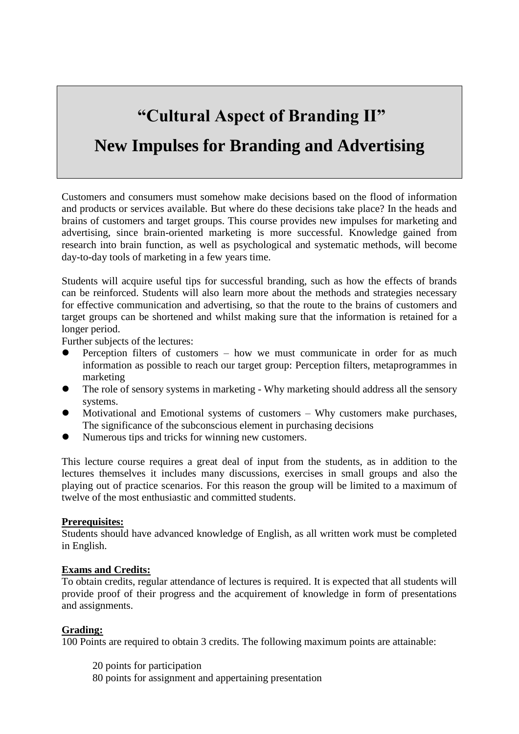# "Cultural Aspect of Branding II"

# New Impulses for Branding and Advertising

Customers and consumers must somehow make decisions based on the flood of information and products or services available. But where do these decisions take place? In the heads and brains of customers and target groups. This course provides new impulses for marketing and advertising, since brain-oriented marketing is more successful. Knowledge gained from research into brain function, as well as psychological and systematic methods, will become day-to-day tools of marketing in a few years time.

Students will acquire useful tips for successful branding, such as how the effects of brands can be reinforced. Students will also learn more about the methods and strategies necessary for effective communication and advertising, so that the route to the brains of customers and target groups can be shortened and whilst making sure that the information is retained for a longer period.

Further subjects of the lectures:

- Perception filters of customers – how we must communicate in order for as much information as possible to reach our target group: Perception filters, metaprogrammes in marketing
- The role of sensory systems in marketing - Why marketing should address all the sensory systems.
- Motivational and Emotional systems of customers – Why customers make purchases, The significance of the subconscious element in purchasing decisions
- Numerous tips and tricks for winning new customers.

This lecture course requires a great deal of input from the students, as in addition to the lectures themselves it includes many discussions, exercises in small groups and also the playing out of practice scenarios. For this reason the group will be limited to a maximum of twelve of the most enthusiastic and committed students.

**Prerequisites:**

Students should have advanced knowledge of English, as all written work must be completed in English.

**Exams and Credits:**

To obtain credits, regular attendance of lectures is required. It is expected that all students will provide proof of their progress and the acquirement of knowledge in form of presentations and assignments.

**Grading:**

100 Points are required to obtain 3 credits. The following maximum points are attainable:

20 points for participation
80 points for assignment and appertaining presentation